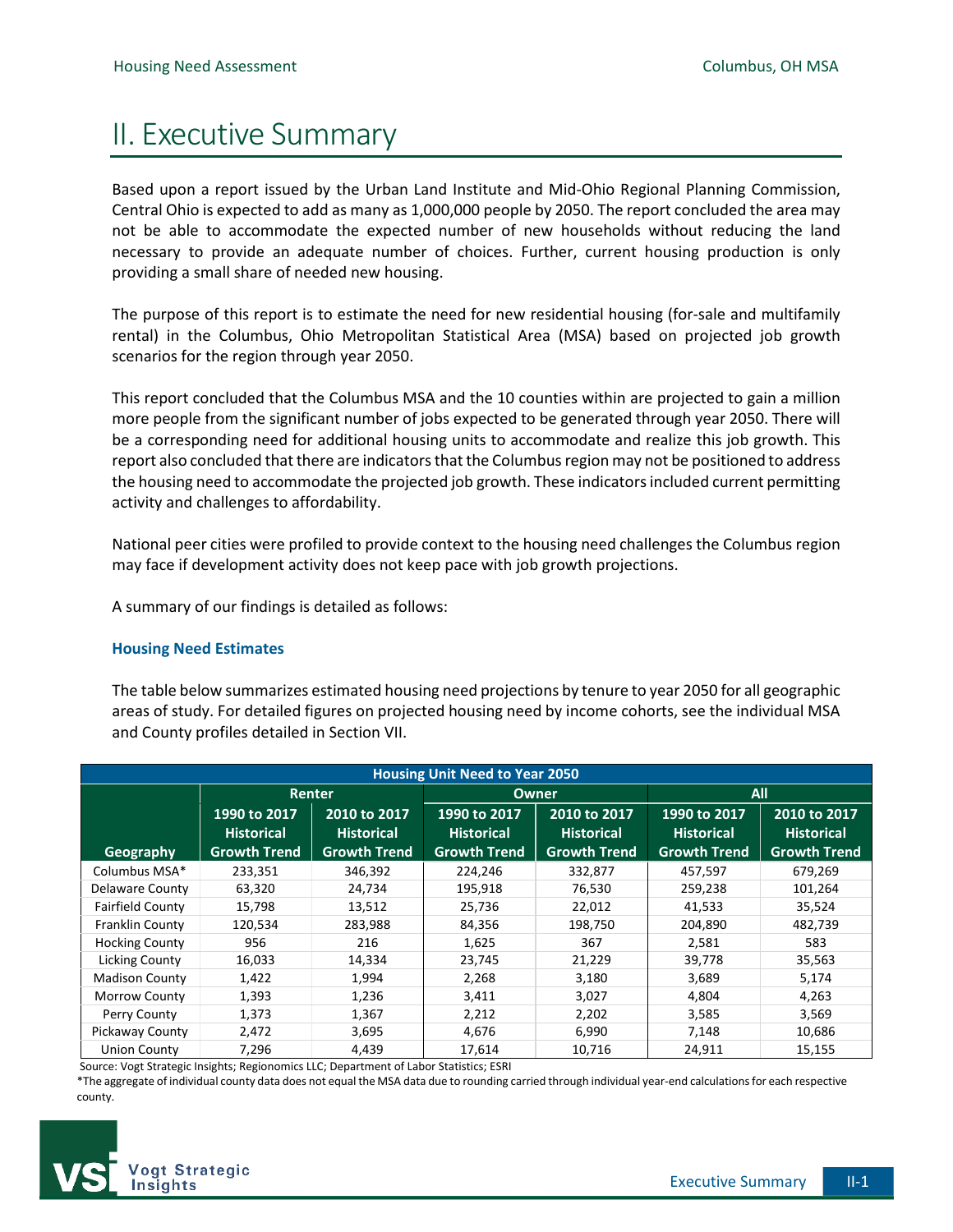# II. Executive Summary

Based upon a report issued by the Urban Land Institute and Mid-Ohio Regional Planning Commission, Central Ohio is expected to add as many as 1,000,000 people by 2050. The report concluded the area may not be able to accommodate the expected number of new households without reducing the land necessary to provide an adequate number of choices. Further, current housing production is only providing a small share of needed new housing.

The purpose of this report is to estimate the need for new residential housing (for-sale and multifamily rental) in the Columbus, Ohio Metropolitan Statistical Area (MSA) based on projected job growth scenarios for the region through year 2050.

This report concluded that the Columbus MSA and the 10 counties within are projected to gain a million more people from the significant number of jobs expected to be generated through year 2050. There will be a corresponding need for additional housing units to accommodate and realize this job growth. This report also concluded that there are indicators that the Columbus region may not be positioned to address the housing need to accommodate the projected job growth. These indicators included current permitting activity and challenges to affordability.

National peer cities were profiled to provide context to the housing need challenges the Columbus region may face if development activity does not keep pace with job growth projections.

A summary of our findings is detailed as follows:

### Housing Need Estimates

The table below summarizes estimated housing need projections by tenure to year 2050 for all geographic areas of study. For detailed figures on projected housing need by income cohorts, see the individual MSA and County profiles detailed in Section VII.

| Housing Unit Need to Year 2050 | | | | | | |
|---|---|---|---|---|---|---|
| | Renter | | Owner | | All | |
| Geography | 1990 to 2017 Historical Growth Trend | 2010 to 2017 Historical Growth Trend | 1990 to 2017 Historical Growth Trend | 2010 to 2017 Historical Growth Trend | 1990 to 2017 Historical Growth Trend | 2010 to 2017 Historical Growth Trend |
| Columbus MSA* | 233,351 | 346,392 | 224,246 | 332,877 | 457,597 | 679,269 |
| Delaware County | 63,320 | 24,734 | 195,918 | 76,530 | 259,238 | 101,264 |
| Fairfield County | 15,798 | 13,512 | 25,736 | 22,012 | 41,533 | 35,524 |
| Franklin County | 120,534 | 283,988 | 84,356 | 198,750 | 204,890 | 482,739 |
| Hocking County | 956 | 216 | 1,625 | 367 | 2,581 | 583 |
| Licking County | 16,033 | 14,334 | 23,745 | 21,229 | 39,778 | 35,563 |
| Madison County | 1,422 | 1,994 | 2,268 | 3,180 | 3,689 | 5,174 |
| Morrow County | 1,393 | 1,236 | 3,411 | 3,027 | 4,804 | 4,263 |
| Perry County | 1,373 | 1,367 | 2,212 | 2,202 | 3,585 | 3,569 |
| Pickaway County | 2,472 | 3,695 | 4,676 | 6,990 | 7,148 | 10,686 |
| Union County | 7,296 | 4,439 | 17,614 | 10,716 | 24,911 | 15,155 |

Source: Vogt Strategic Insights; Regionomics LLC; Department of Labor Statistics; ESRI

*The aggregate of individual county data does not equal the MSA data due to rounding carried through individual year-end calculations for each respective county.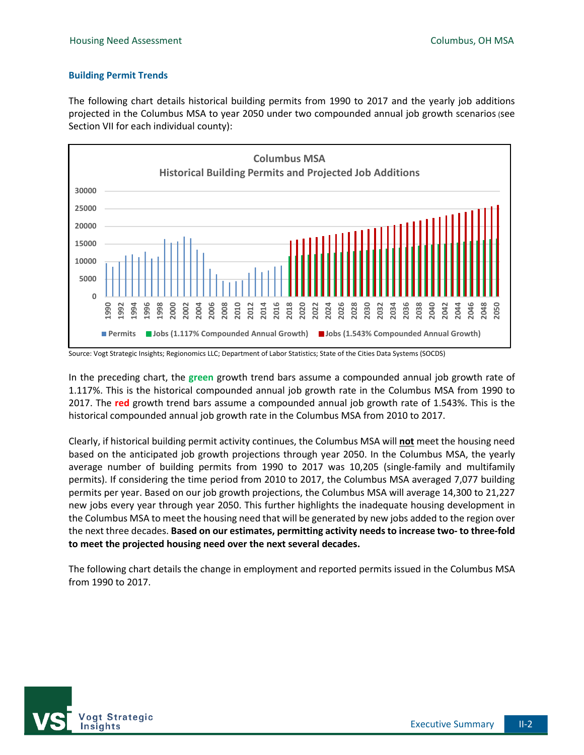### Building Permit Trends

The following chart details historical building permits from 1990 to 2017 and the yearly job additions projected in the Columbus MSA to year 2050 under two compounded annual job growth scenarios (see Section VII for each individual county):

Source: Vogt Strategic Insights; Regionomics LLC; Department of Labor Statistics; State of the Cities Data Systems (SOCDS)

In the preceding chart, the **green** growth trend bars assume a compounded annual job growth rate of 1.117%. This is the historical compounded annual job growth rate in the Columbus MSA from 1990 to 2017. The **red** growth trend bars assume a compounded annual job growth rate of 1.543%. This is the historical compounded annual job growth rate in the Columbus MSA from 2010 to 2017.

Clearly, if historical building permit activity continues, the Columbus MSA will **not** meet the housing need based on the anticipated job growth projections through year 2050. In the Columbus MSA, the yearly average number of building permits from 1990 to 2017 was 10,205 (single-family and multifamily permits). If considering the time period from 2010 to 2017, the Columbus MSA averaged 7,077 building permits per year. Based on our job growth projections, the Columbus MSA will average 14,300 to 21,227 new jobs every year through year 2050. This further highlights the inadequate housing development in the Columbus MSA to meet the housing need that will be generated by new jobs added to the region over the next three decades. **Based on our estimates, permitting activity needs to increase two- to three-fold to meet the projected housing need over the next several decades.**

The following chart details the change in employment and reported permits issued in the Columbus MSA from 1990 to 2017.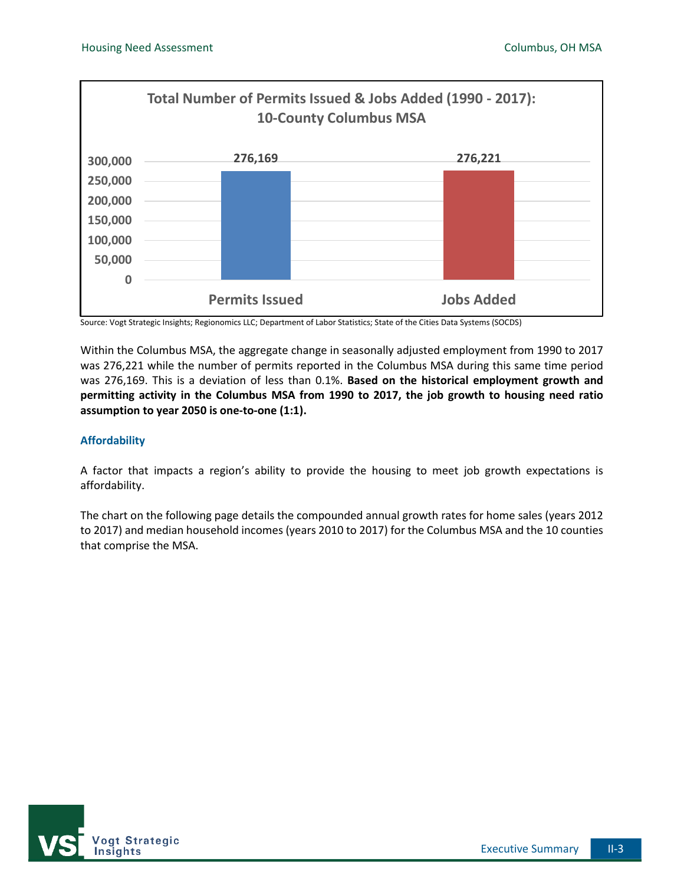**Total Number of Permits Issued & Jobs Added (1990 - 2017): 10-County Columbus MSA**

| | Permits Issued | Jobs Added |
| --- | --- | --- |
| Total | 276,169 | 276,221 |

Source: Vogt Strategic Insights; Regionomics LLC; Department of Labor Statistics; State of the Cities Data Systems (SOCDS)

Within the Columbus MSA, the aggregate change in seasonally adjusted employment from 1990 to 2017 was 276,221 while the number of permits reported in the Columbus MSA during this same time period was 276,169. This is a deviation of less than 0.1%. **Based on the historical employment growth and permitting activity in the Columbus MSA from 1990 to 2017, the job growth to housing need ratio assumption to year 2050 is one-to-one (1:1).**

### Affordability

A factor that impacts a region's ability to provide the housing to meet job growth expectations is affordability.

The chart on the following page details the compounded annual growth rates for home sales (years 2012 to 2017) and median household incomes (years 2010 to 2017) for the Columbus MSA and the 10 counties that comprise the MSA.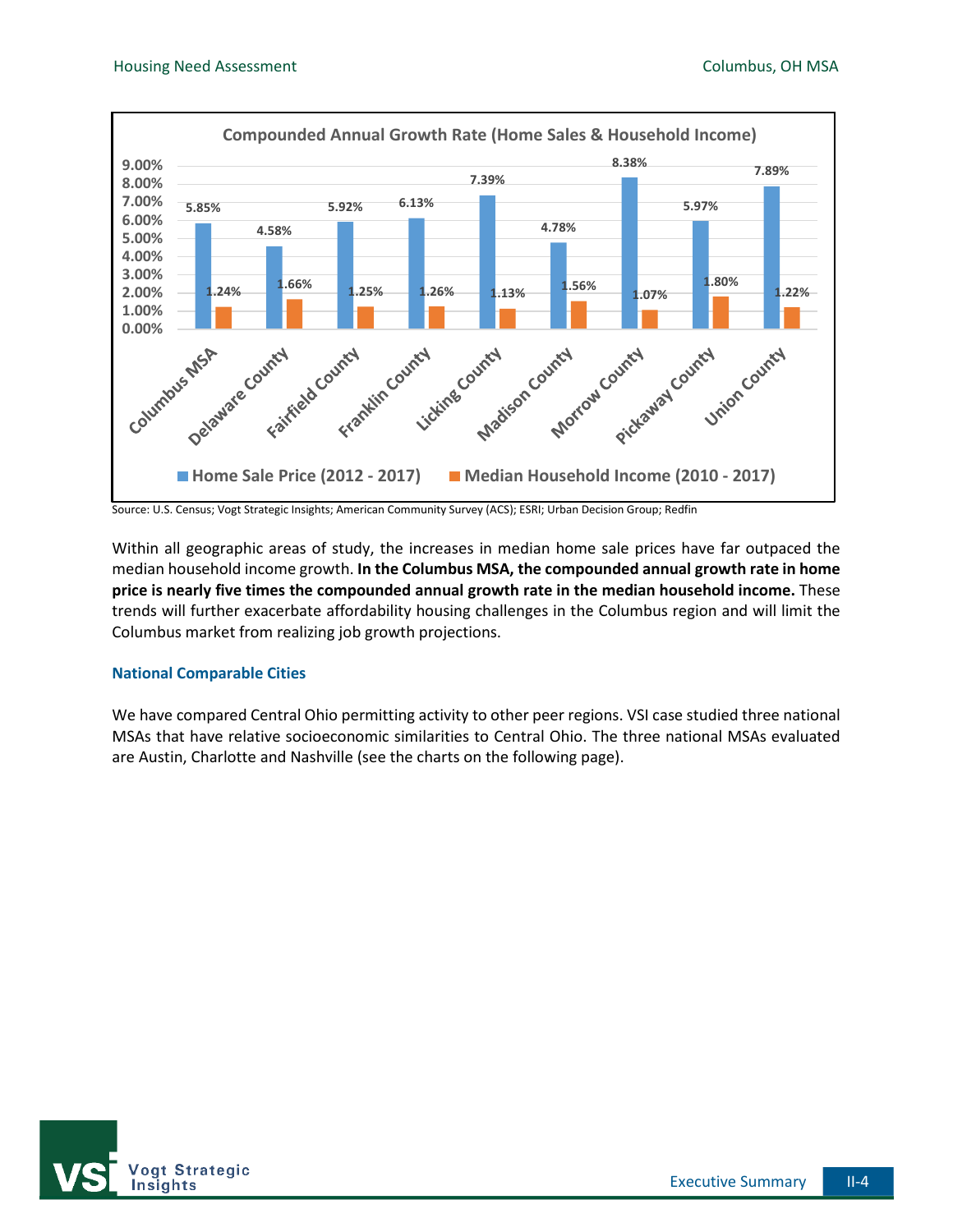**Compounded Annual Growth Rate (Home Sales & Household Income)**

| Area | Home Sale Price (2012 - 2017) | Median Household Income (2010 - 2017) |
|---|---|---|
| Columbus MSA | 5.85% | 1.24% |
| Delaware County | 4.58% | 1.66% |
| Fairfield County | 5.92% | 1.25% |
| Franklin County | 6.13% | 1.26% |
| Licking County | 7.39% | 1.13% |
| Madison County | 4.78% | 1.56% |
| Morrow County | 8.38% | 1.07% |
| Pickaway County | 5.97% | 1.80% |
| Union County | 7.89% | 1.22% |

Source: U.S. Census; Vogt Strategic Insights; American Community Survey (ACS); ESRI; Urban Decision Group; Redfin

Within all geographic areas of study, the increases in median home sale prices have far outpaced the median household income growth. **In the Columbus MSA, the compounded annual growth rate in home price is nearly five times the compounded annual growth rate in the median household income.** These trends will further exacerbate affordability housing challenges in the Columbus region and will limit the Columbus market from realizing job growth projections.

### National Comparable Cities

We have compared Central Ohio permitting activity to other peer regions. VSI case studied three national MSAs that have relative socioeconomic similarities to Central Ohio. The three national MSAs evaluated are Austin, Charlotte and Nashville (see the charts on the following page).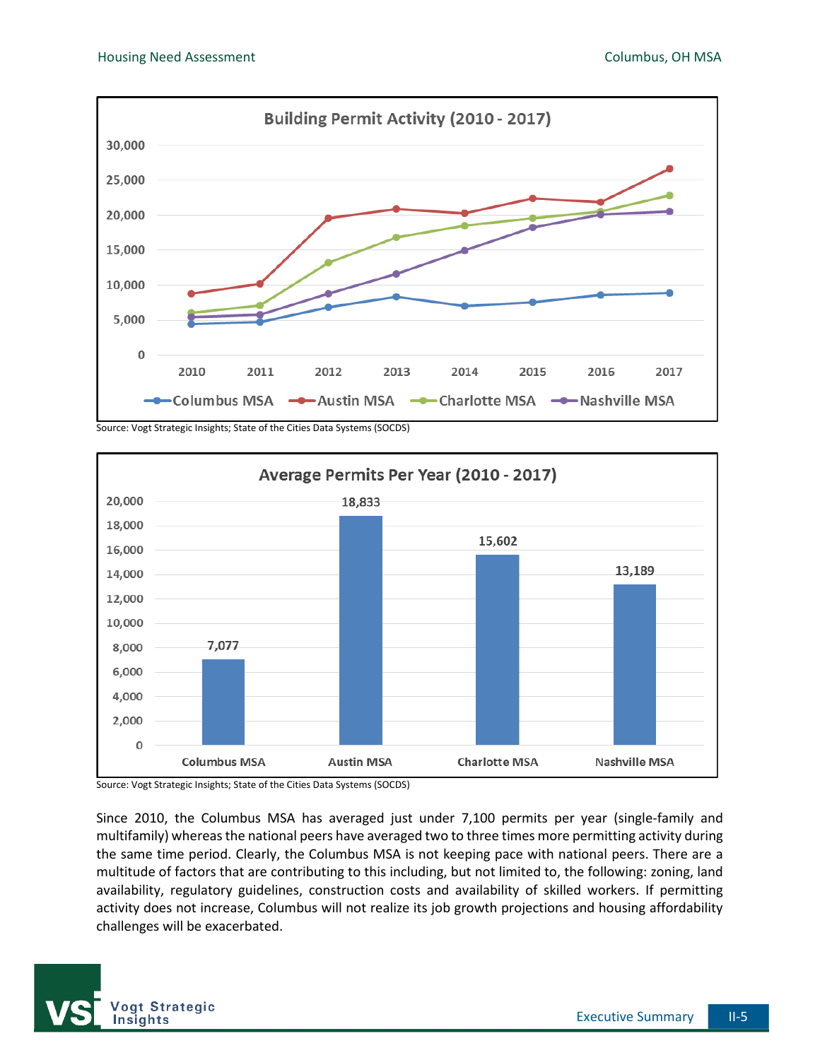Building Permit Activity (2010 - 2017)

30,000
25,000
20,000
15,000
10,000
5,000
0

2010 2011 2012 2013 2014 2015 2016 2017

Columbus MSA, Austin MSA, Charlotte MSA, Nashville MSA

Source: Vogt Strategic Insights; State of the Cities Data Systems (SOCDS)

Average Permits Per Year (2010 - 2017)

20,000
18,000
16,000
14,000
12,000
10,000
8,000
6,000
4,000
2,000
0

Columbus MSA: 7,077
Austin MSA: 18,833
Charlotte MSA: 15,602
Nashville MSA: 13,189

Source: Vogt Strategic Insights; State of the Cities Data Systems (SOCDS)

Since 2010, the Columbus MSA has averaged just under 7,100 permits per year (single-family and multifamily) whereas the national peers have averaged two to three times more permitting activity during the same time period. Clearly, the Columbus MSA is not keeping pace with national peers. There are a multitude of factors that are contributing to this including, but not limited to, the following: zoning, land availability, regulatory guidelines, construction costs and availability of skilled workers. If permitting activity does not increase, Columbus will not realize its job growth projections and housing affordability challenges will be exacerbated.